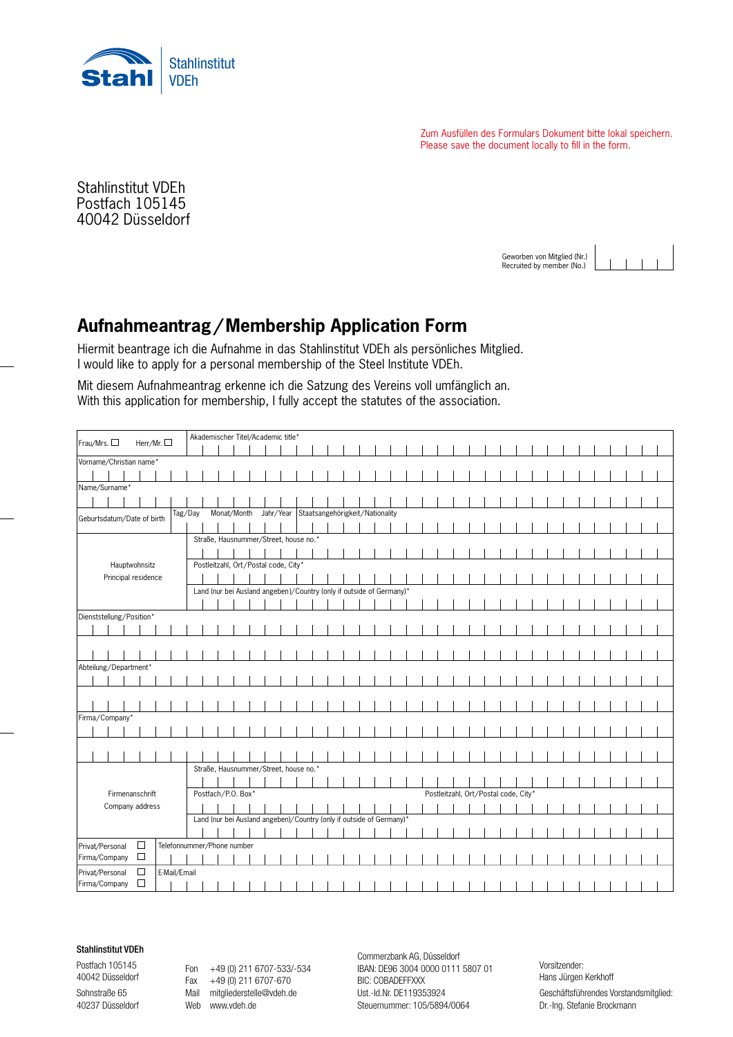Stahl | Stahlinstitut VDEh

Zum Ausfüllen des Formulars Dokument bitte lokal speichern.
Please save the document locally to fill in the form.

Stahlinstitut VDEh
Postfach 105145
40042 Düsseldorf

Geworben von Mitglied (Nr.)
Recruited by member (No.)

# Aufnahmeantrag / Membership Application Form

Hiermit beantrage ich die Aufnahme in das Stahlinstitut VDEh als persönliches Mitglied.
I would like to apply for a personal membership of the Steel Institute VDEh.

Mit diesem Aufnahmeantrag erkenne ich die Satzung des Vereins voll umfänglich an.
With this application for membership, I fully accept the statutes of the association.

| | |
|---|---|
| Frau/Mrs. ☐ Herr/Mr. ☐ | Akademischer Titel/Academic title* |
| Vorname/Christian name* | |
| Name/Surname* | |
| Geburtsdatum/Date of birth | Tag/Day Monat/Month Jahr/Year — Staatsangehörigkeit/Nationality |
| Hauptwohnsitz Principal residence | Straße, Hausnummer/Street, house no.* |
| | Postleitzahl, Ort/Postal code, City* |
| | Land (nur bei Ausland angeben)/Country (only if outside of Germany)* |
| Dienststellung/Position* | |
| Abteilung/Department* | |
| Firma/Company* | |
| Firmenanschrift Company address | Straße, Hausnummer/Street, house no.* |
| | Postfach/P.O. Box* — Postleitzahl, Ort/Postal code, City* |
| | Land (nur bei Ausland angeben)/Country (only if outside of Germany)* |
| Privat/Personal ☐ Firma/Company ☐ | Telefonnummer/Phone number |
| Privat/Personal ☐ Firma/Company ☐ | E-Mail/Email |

**Stahlinstitut VDEh**

Postfach 105145
40042 Düsseldorf

Sohnstraße 65
40237 Düsseldorf

Fon +49 (0) 211 6707-533/-534
Fax +49 (0) 211 6707-670
Mail mitgliederstelle@vdeh.de
Web www.vdeh.de

Commerzbank AG, Düsseldorf
IBAN: DE96 3004 0000 0111 5807 01
BIC: COBADEFFXXX
Ust.-Id.Nr. DE119353924
Steuernummer: 105/5894/0064

Vorsitzender:
Hans Jürgen Kerkhoff

Geschäftsführendes Vorstandsmitglied:
Dr.-Ing. Stefanie Brockmann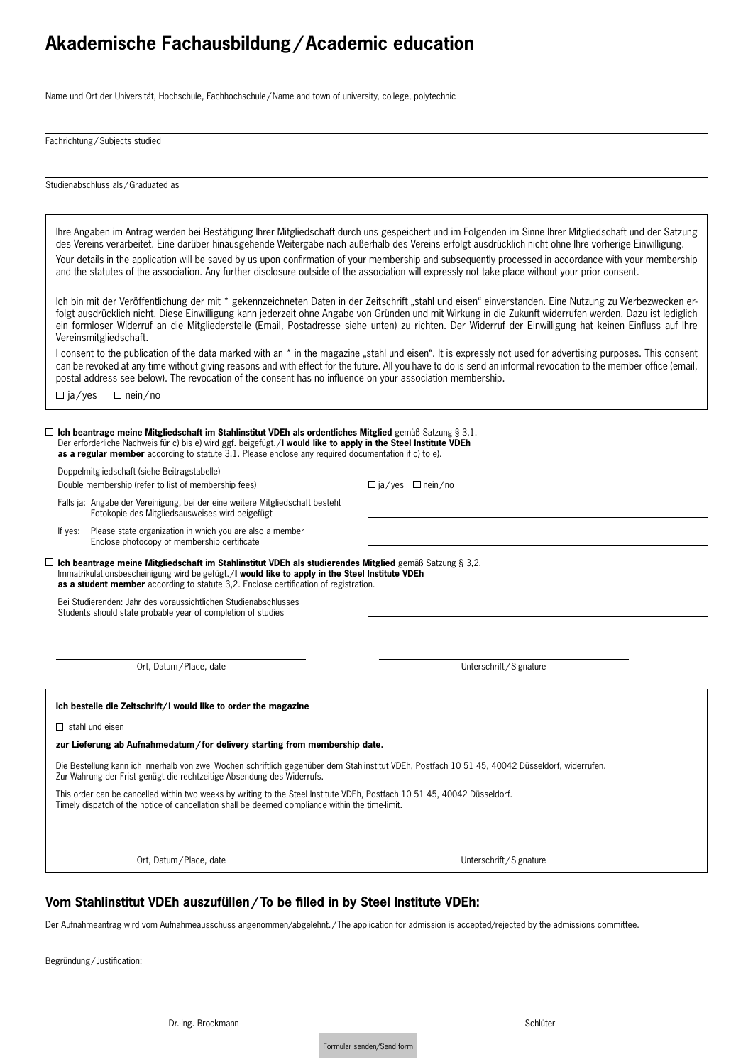# Akademische Fachausbildung / Academic education

Name und Ort der Universität, Hochschule, Fachhochschule / Name and town of university, college, polytechnic

Fachrichtung / Subjects studied

Studienabschluss als / Graduated as

Ihre Angaben im Antrag werden bei Bestätigung Ihrer Mitgliedschaft durch uns gespeichert und im Folgenden im Sinne Ihrer Mitgliedschaft und der Satzung des Vereins verarbeitet. Eine darüber hinausgehende Weitergabe nach außerhalb des Vereins erfolgt ausdrücklich nicht ohne Ihre vorherige Einwilligung.

Your details in the application will be saved by us upon confirmation of your membership and subsequently processed in accordance with your membership and the statutes of the association. Any further disclosure outside of the association will expressly not take place without your prior consent.

Ich bin mit der Veröffentlichung der mit * gekennzeichneten Daten in der Zeitschrift „stahl und eisen" einverstanden. Eine Nutzung zu Werbezwecken erfolgt ausdrücklich nicht. Diese Einwilligung kann jederzeit ohne Angabe von Gründen und mit Wirkung in die Zukunft widerrufen werden. Dazu ist lediglich ein formloser Widerruf an die Mitgliederstelle (Email, Postadresse siehe unten) zu richten. Der Widerruf der Einwilligung hat keinen Einfluss auf Ihre Vereinsmitgliedschaft.

I consent to the publication of the data marked with an * in the magazine „stahl und eisen". It is expressly not used for advertising purposes. This consent can be revoked at any time without giving reasons and with effect for the future. All you have to do is send an informal revocation to the member office (email, postal address see below). The revocation of the consent has no influence on your association membership.

☐ ja / yes ☐ nein / no

☐ **Ich beantrage meine Mitgliedschaft im Stahlinstitut VDEh als ordentliches Mitglied** gemäß Satzung § 3,1. Der erforderliche Nachweis für c) bis e) wird ggf. beigefügt. / **I would like to apply in the Steel Institute VDEh as a regular member** according to statute 3,1. Please enclose any required documentation if c) to e).

Doppelmitgliedschaft (siehe Beitragstabelle)
Double membership (refer to list of membership fees) ☐ ja / yes ☐ nein / no

Falls ja: Angabe der Vereinigung, bei der eine weitere Mitgliedschaft besteht
Fotokopie des Mitgliedsausweises wird beigefügt

If yes: Please state organization in which you are also a member
Enclose photocopy of membership certificate

☐ **Ich beantrage meine Mitgliedschaft im Stahlinstitut VDEh als studierendes Mitglied** gemäß Satzung § 3,2. Immatrikulationsbescheinigung wird beigefügt. / **I would like to apply in the Steel Institute VDEh as a student member** according to statute 3,2. Enclose certification of registration.

Bei Studierenden: Jahr des voraussichtlichen Studienabschlusses
Students should state probable year of completion of studies

Ort, Datum / Place, date — Unterschrift / Signature

**Ich bestelle die Zeitschrift / I would like to order the magazine**

☐ stahl und eisen

**zur Lieferung ab Aufnahmedatum / for delivery starting from membership date.**

Die Bestellung kann ich innerhalb von zwei Wochen schriftlich gegenüber dem Stahlinstitut VDEh, Postfach 10 51 45, 40042 Düsseldorf, widerrufen. Zur Wahrung der Frist genügt die rechtzeitige Absendung des Widerrufs.

This order can be cancelled within two weeks by writing to the Steel Institute VDEh, Postfach 10 51 45, 40042 Düsseldorf. Timely dispatch of the notice of cancellation shall be deemed compliance within the time-limit.

Ort, Datum / Place, date — Unterschrift / Signature

## Vom Stahlinstitut VDEh auszufüllen / To be filled in by Steel Institute VDEh:

Der Aufnahmeantrag wird vom Aufnahmeausschuss angenommen/abgelehnt. / The application for admission is accepted/rejected by the admissions committee.

Begründung / Justification:

Dr.-Ing. Brockmann — Schlüter

Formular senden/Send form